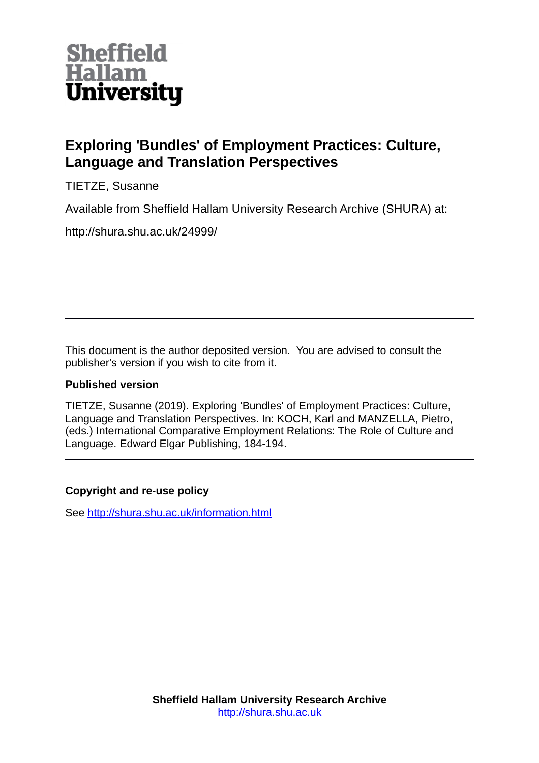Sheffield Hallam University

# Exploring 'Bundles' of Employment Practices: Culture, Language and Translation Perspectives

TIETZE, Susanne

Available from Sheffield Hallam University Research Archive (SHURA) at:

http://shura.shu.ac.uk/24999/

---

This document is the author deposited version. You are advised to consult the publisher's version if you wish to cite from it.

**Published version**

TIETZE, Susanne (2019). Exploring 'Bundles' of Employment Practices: Culture, Language and Translation Perspectives. In: KOCH, Karl and MANZELLA, Pietro, (eds.) International Comparative Employment Relations: The Role of Culture and Language. Edward Elgar Publishing, 184-194.

---

**Copyright and re-use policy**

See http://shura.shu.ac.uk/information.html

**Sheffield Hallam University Research Archive**
http://shura.shu.ac.uk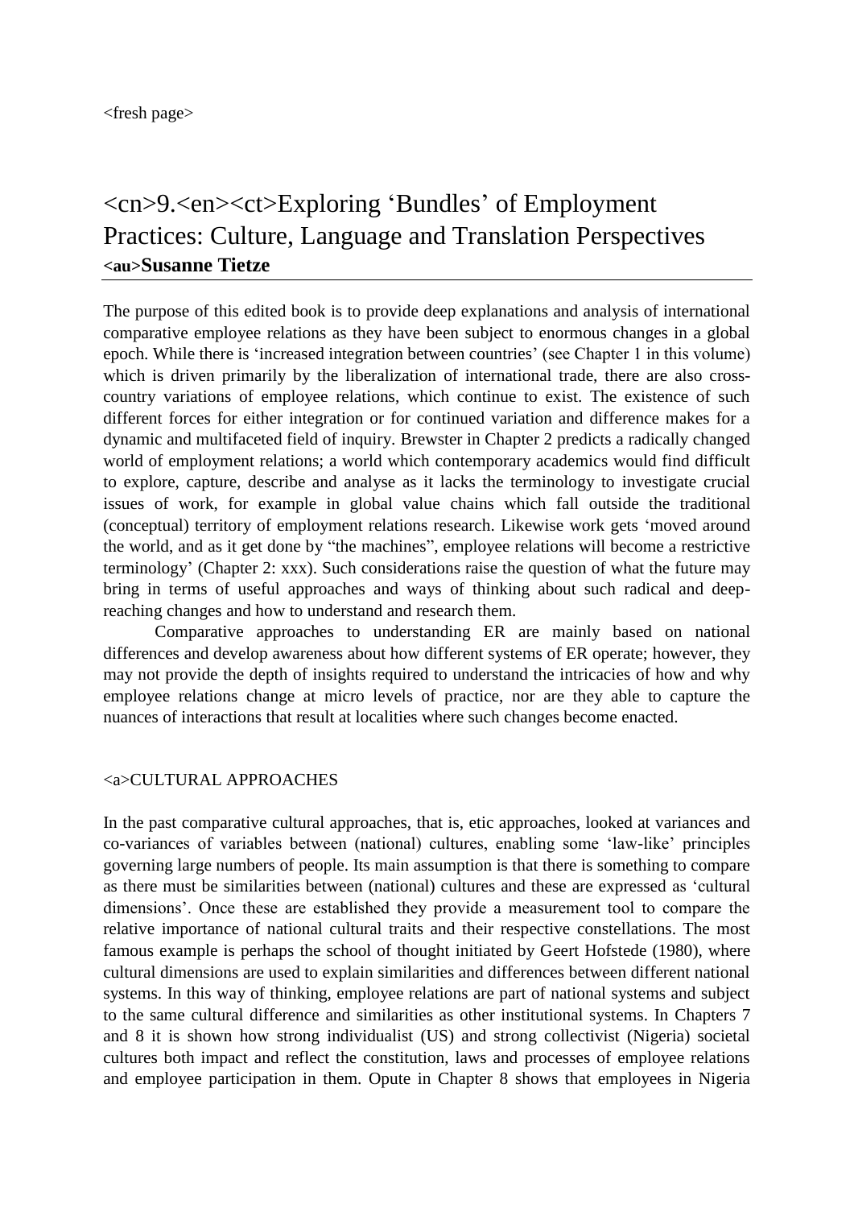<fresh page>

# <cn>9.<en><ct>Exploring 'Bundles' of Employment Practices: Culture, Language and Translation Perspectives

**<au>Susanne Tietze**

The purpose of this edited book is to provide deep explanations and analysis of international comparative employee relations as they have been subject to enormous changes in a global epoch. While there is 'increased integration between countries' (see Chapter 1 in this volume) which is driven primarily by the liberalization of international trade, there are also cross-country variations of employee relations, which continue to exist. The existence of such different forces for either integration or for continued variation and difference makes for a dynamic and multifaceted field of inquiry. Brewster in Chapter 2 predicts a radically changed world of employment relations; a world which contemporary academics would find difficult to explore, capture, describe and analyse as it lacks the terminology to investigate crucial issues of work, for example in global value chains which fall outside the traditional (conceptual) territory of employment relations research. Likewise work gets 'moved around the world, and as it get done by "the machines", employee relations will become a restrictive terminology' (Chapter 2: xxx). Such considerations raise the question of what the future may bring in terms of useful approaches and ways of thinking about such radical and deep-reaching changes and how to understand and research them.

Comparative approaches to understanding ER are mainly based on national differences and develop awareness about how different systems of ER operate; however, they may not provide the depth of insights required to understand the intricacies of how and why employee relations change at micro levels of practice, nor are they able to capture the nuances of interactions that result at localities where such changes become enacted.

## <a>CULTURAL APPROACHES

In the past comparative cultural approaches, that is, etic approaches, looked at variances and co-variances of variables between (national) cultures, enabling some 'law-like' principles governing large numbers of people. Its main assumption is that there is something to compare as there must be similarities between (national) cultures and these are expressed as 'cultural dimensions'. Once these are established they provide a measurement tool to compare the relative importance of national cultural traits and their respective constellations. The most famous example is perhaps the school of thought initiated by Geert Hofstede (1980), where cultural dimensions are used to explain similarities and differences between different national systems. In this way of thinking, employee relations are part of national systems and subject to the same cultural difference and similarities as other institutional systems. In Chapters 7 and 8 it is shown how strong individualist (US) and strong collectivist (Nigeria) societal cultures both impact and reflect the constitution, laws and processes of employee relations and employee participation in them. Opute in Chapter 8 shows that employees in Nigeria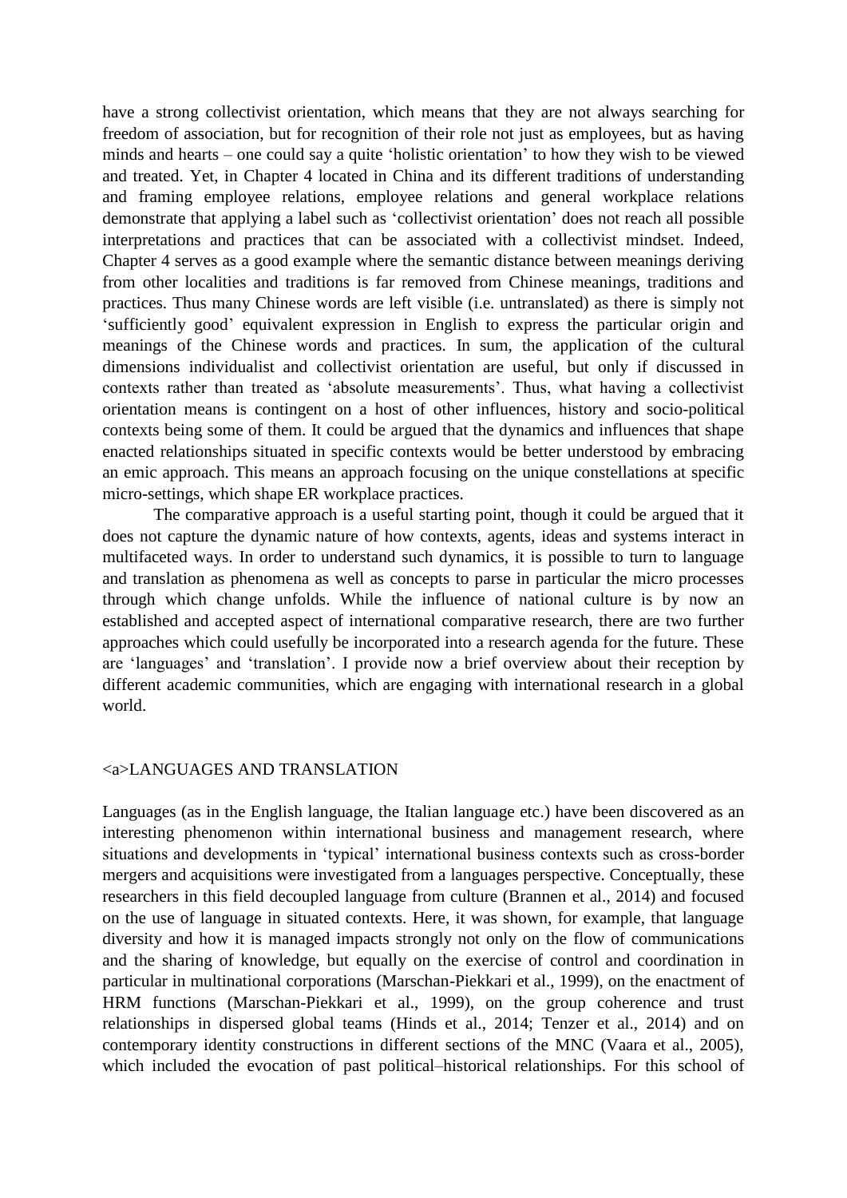have a strong collectivist orientation, which means that they are not always searching for freedom of association, but for recognition of their role not just as employees, but as having minds and hearts – one could say a quite 'holistic orientation' to how they wish to be viewed and treated. Yet, in Chapter 4 located in China and its different traditions of understanding and framing employee relations, employee relations and general workplace relations demonstrate that applying a label such as 'collectivist orientation' does not reach all possible interpretations and practices that can be associated with a collectivist mindset. Indeed, Chapter 4 serves as a good example where the semantic distance between meanings deriving from other localities and traditions is far removed from Chinese meanings, traditions and practices. Thus many Chinese words are left visible (i.e. untranslated) as there is simply not 'sufficiently good' equivalent expression in English to express the particular origin and meanings of the Chinese words and practices. In sum, the application of the cultural dimensions individualist and collectivist orientation are useful, but only if discussed in contexts rather than treated as 'absolute measurements'. Thus, what having a collectivist orientation means is contingent on a host of other influences, history and socio-political contexts being some of them. It could be argued that the dynamics and influences that shape enacted relationships situated in specific contexts would be better understood by embracing an emic approach. This means an approach focusing on the unique constellations at specific micro-settings, which shape ER workplace practices.

The comparative approach is a useful starting point, though it could be argued that it does not capture the dynamic nature of how contexts, agents, ideas and systems interact in multifaceted ways. In order to understand such dynamics, it is possible to turn to language and translation as phenomena as well as concepts to parse in particular the micro processes through which change unfolds. While the influence of national culture is by now an established and accepted aspect of international comparative research, there are two further approaches which could usefully be incorporated into a research agenda for the future. These are 'languages' and 'translation'. I provide now a brief overview about their reception by different academic communities, which are engaging with international research in a global world.

## <a>LANGUAGES AND TRANSLATION

Languages (as in the English language, the Italian language etc.) have been discovered as an interesting phenomenon within international business and management research, where situations and developments in 'typical' international business contexts such as cross-border mergers and acquisitions were investigated from a languages perspective. Conceptually, these researchers in this field decoupled language from culture (Brannen et al., 2014) and focused on the use of language in situated contexts. Here, it was shown, for example, that language diversity and how it is managed impacts strongly not only on the flow of communications and the sharing of knowledge, but equally on the exercise of control and coordination in particular in multinational corporations (Marschan-Piekkari et al., 1999), on the enactment of HRM functions (Marschan-Piekkari et al., 1999), on the group coherence and trust relationships in dispersed global teams (Hinds et al., 2014; Tenzer et al., 2014) and on contemporary identity constructions in different sections of the MNC (Vaara et al., 2005), which included the evocation of past political–historical relationships. For this school of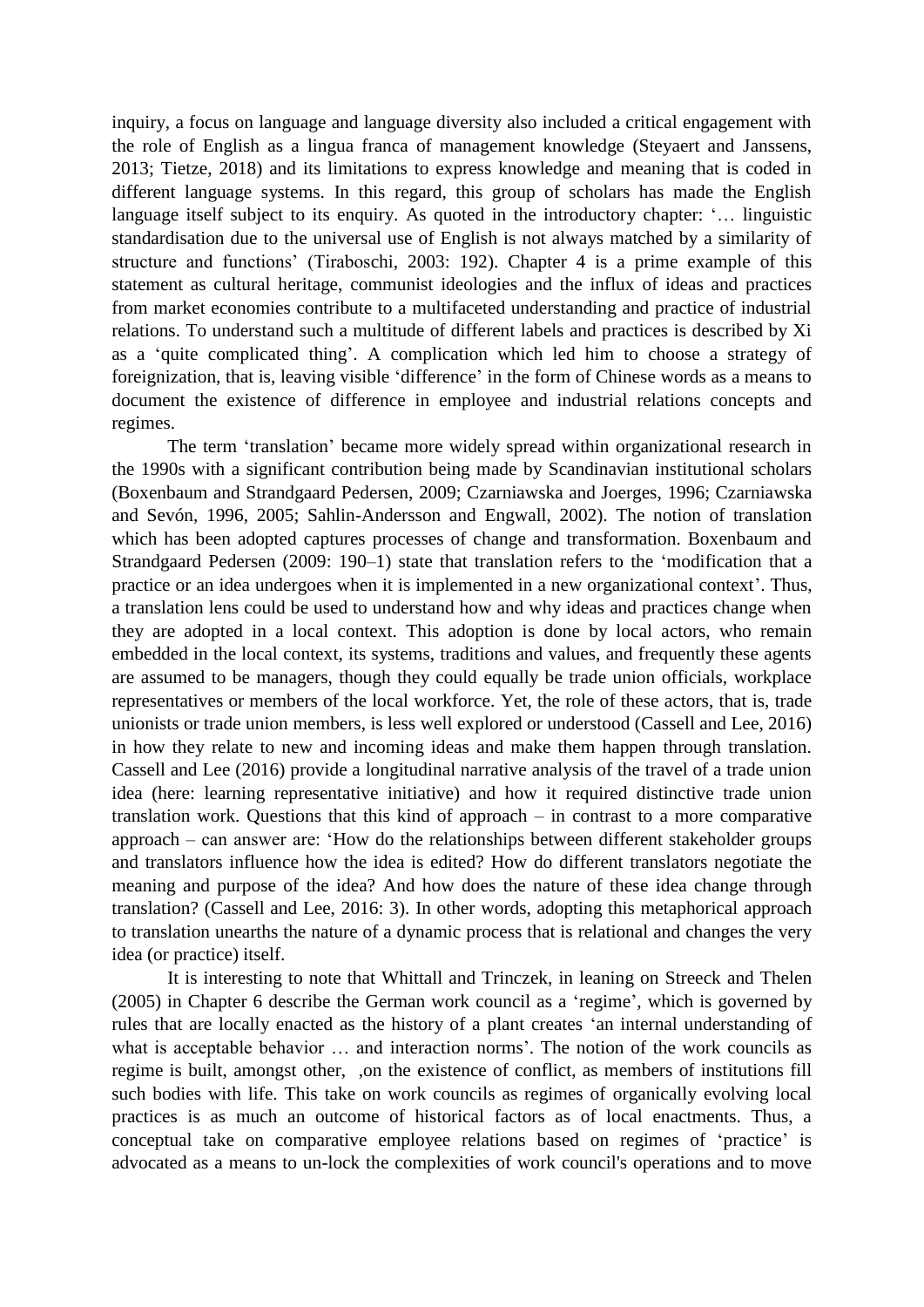inquiry, a focus on language and language diversity also included a critical engagement with the role of English as a lingua franca of management knowledge (Steyaert and Janssens, 2013; Tietze, 2018) and its limitations to express knowledge and meaning that is coded in different language systems. In this regard, this group of scholars has made the English language itself subject to its enquiry. As quoted in the introductory chapter: '… linguistic standardisation due to the universal use of English is not always matched by a similarity of structure and functions' (Tiraboschi, 2003: 192). Chapter 4 is a prime example of this statement as cultural heritage, communist ideologies and the influx of ideas and practices from market economies contribute to a multifaceted understanding and practice of industrial relations. To understand such a multitude of different labels and practices is described by Xi as a 'quite complicated thing'. A complication which led him to choose a strategy of foreignization, that is, leaving visible 'difference' in the form of Chinese words as a means to document the existence of difference in employee and industrial relations concepts and regimes.

The term 'translation' became more widely spread within organizational research in the 1990s with a significant contribution being made by Scandinavian institutional scholars (Boxenbaum and Strandgaard Pedersen, 2009; Czarniawska and Joerges, 1996; Czarniawska and Sevón, 1996, 2005; Sahlin-Andersson and Engwall, 2002). The notion of translation which has been adopted captures processes of change and transformation. Boxenbaum and Strandgaard Pedersen (2009: 190–1) state that translation refers to the 'modification that a practice or an idea undergoes when it is implemented in a new organizational context'. Thus, a translation lens could be used to understand how and why ideas and practices change when they are adopted in a local context. This adoption is done by local actors, who remain embedded in the local context, its systems, traditions and values, and frequently these agents are assumed to be managers, though they could equally be trade union officials, workplace representatives or members of the local workforce. Yet, the role of these actors, that is, trade unionists or trade union members, is less well explored or understood (Cassell and Lee, 2016) in how they relate to new and incoming ideas and make them happen through translation. Cassell and Lee (2016) provide a longitudinal narrative analysis of the travel of a trade union idea (here: learning representative initiative) and how it required distinctive trade union translation work. Questions that this kind of approach – in contrast to a more comparative approach – can answer are: 'How do the relationships between different stakeholder groups and translators influence how the idea is edited? How do different translators negotiate the meaning and purpose of the idea? And how does the nature of these idea change through translation? (Cassell and Lee, 2016: 3). In other words, adopting this metaphorical approach to translation unearths the nature of a dynamic process that is relational and changes the very idea (or practice) itself.

It is interesting to note that Whittall and Trinczek, in leaning on Streeck and Thelen (2005) in Chapter 6 describe the German work council as a 'regime', which is governed by rules that are locally enacted as the history of a plant creates 'an internal understanding of what is acceptable behavior … and interaction norms'. The notion of the work councils as regime is built, amongst other, ,on the existence of conflict, as members of institutions fill such bodies with life. This take on work councils as regimes of organically evolving local practices is as much an outcome of historical factors as of local enactments. Thus, a conceptual take on comparative employee relations based on regimes of 'practice' is advocated as a means to un-lock the complexities of work council's operations and to move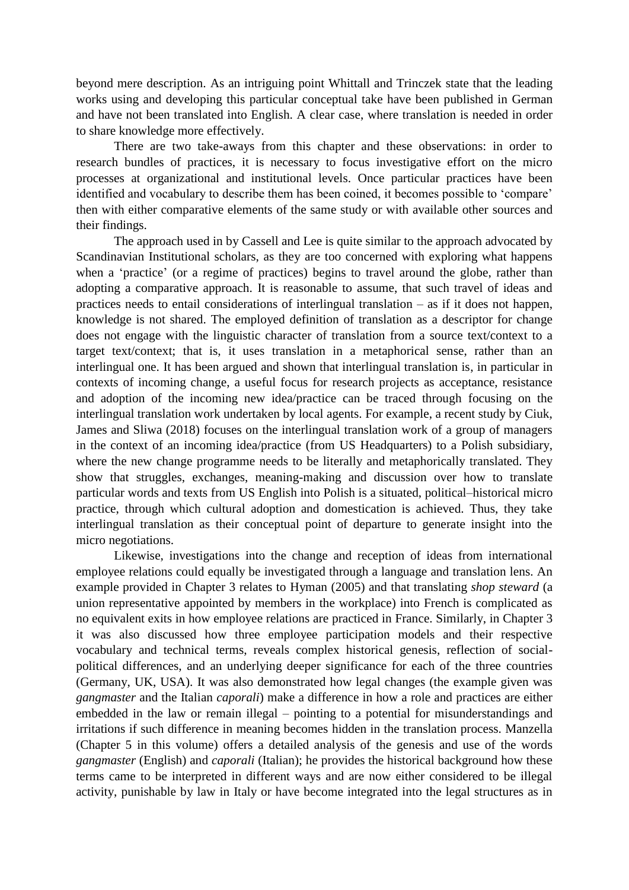beyond mere description. As an intriguing point Whittall and Trinczek state that the leading works using and developing this particular conceptual take have been published in German and have not been translated into English. A clear case, where translation is needed in order to share knowledge more effectively.

There are two take-aways from this chapter and these observations: in order to research bundles of practices, it is necessary to focus investigative effort on the micro processes at organizational and institutional levels. Once particular practices have been identified and vocabulary to describe them has been coined, it becomes possible to 'compare' then with either comparative elements of the same study or with available other sources and their findings.

The approach used in by Cassell and Lee is quite similar to the approach advocated by Scandinavian Institutional scholars, as they are too concerned with exploring what happens when a 'practice' (or a regime of practices) begins to travel around the globe, rather than adopting a comparative approach. It is reasonable to assume, that such travel of ideas and practices needs to entail considerations of interlingual translation – as if it does not happen, knowledge is not shared. The employed definition of translation as a descriptor for change does not engage with the linguistic character of translation from a source text/context to a target text/context; that is, it uses translation in a metaphorical sense, rather than an interlingual one. It has been argued and shown that interlingual translation is, in particular in contexts of incoming change, a useful focus for research projects as acceptance, resistance and adoption of the incoming new idea/practice can be traced through focusing on the interlingual translation work undertaken by local agents. For example, a recent study by Ciuk, James and Sliwa (2018) focuses on the interlingual translation work of a group of managers in the context of an incoming idea/practice (from US Headquarters) to a Polish subsidiary, where the new change programme needs to be literally and metaphorically translated. They show that struggles, exchanges, meaning-making and discussion over how to translate particular words and texts from US English into Polish is a situated, political–historical micro practice, through which cultural adoption and domestication is achieved. Thus, they take interlingual translation as their conceptual point of departure to generate insight into the micro negotiations.

Likewise, investigations into the change and reception of ideas from international employee relations could equally be investigated through a language and translation lens. An example provided in Chapter 3 relates to Hyman (2005) and that translating *shop steward* (a union representative appointed by members in the workplace) into French is complicated as no equivalent exits in how employee relations are practiced in France. Similarly, in Chapter 3 it was also discussed how three employee participation models and their respective vocabulary and technical terms, reveals complex historical genesis, reflection of social-political differences, and an underlying deeper significance for each of the three countries (Germany, UK, USA). It was also demonstrated how legal changes (the example given was *gangmaster* and the Italian *caporali*) make a difference in how a role and practices are either embedded in the law or remain illegal – pointing to a potential for misunderstandings and irritations if such difference in meaning becomes hidden in the translation process. Manzella (Chapter 5 in this volume) offers a detailed analysis of the genesis and use of the words *gangmaster* (English) and *caporali* (Italian); he provides the historical background how these terms came to be interpreted in different ways and are now either considered to be illegal activity, punishable by law in Italy or have become integrated into the legal structures as in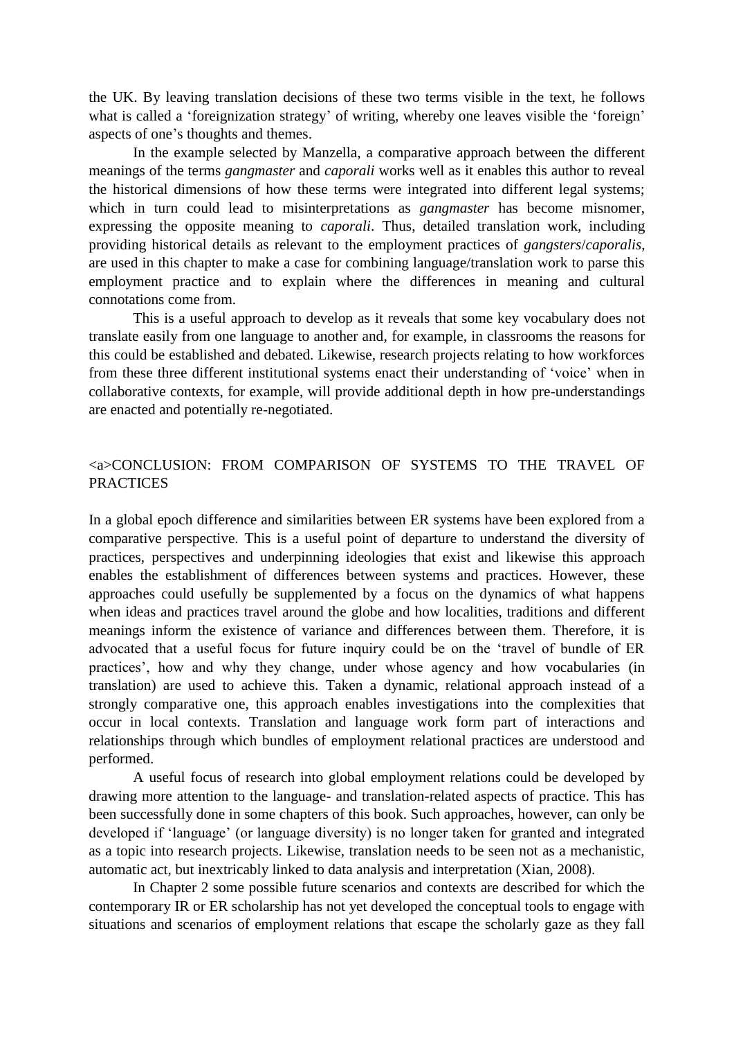the UK. By leaving translation decisions of these two terms visible in the text, he follows what is called a 'foreignization strategy' of writing, whereby one leaves visible the 'foreign' aspects of one's thoughts and themes.

In the example selected by Manzella, a comparative approach between the different meanings of the terms *gangmaster* and *caporali* works well as it enables this author to reveal the historical dimensions of how these terms were integrated into different legal systems; which in turn could lead to misinterpretations as *gangmaster* has become misnomer, expressing the opposite meaning to *caporali*. Thus, detailed translation work, including providing historical details as relevant to the employment practices of *gangsters*/*caporalis*, are used in this chapter to make a case for combining language/translation work to parse this employment practice and to explain where the differences in meaning and cultural connotations come from.

This is a useful approach to develop as it reveals that some key vocabulary does not translate easily from one language to another and, for example, in classrooms the reasons for this could be established and debated. Likewise, research projects relating to how workforces from these three different institutional systems enact their understanding of 'voice' when in collaborative contexts, for example, will provide additional depth in how pre-understandings are enacted and potentially re-negotiated.

## <a>CONCLUSION: FROM COMPARISON OF SYSTEMS TO THE TRAVEL OF PRACTICES

In a global epoch difference and similarities between ER systems have been explored from a comparative perspective. This is a useful point of departure to understand the diversity of practices, perspectives and underpinning ideologies that exist and likewise this approach enables the establishment of differences between systems and practices. However, these approaches could usefully be supplemented by a focus on the dynamics of what happens when ideas and practices travel around the globe and how localities, traditions and different meanings inform the existence of variance and differences between them. Therefore, it is advocated that a useful focus for future inquiry could be on the 'travel of bundle of ER practices', how and why they change, under whose agency and how vocabularies (in translation) are used to achieve this. Taken a dynamic, relational approach instead of a strongly comparative one, this approach enables investigations into the complexities that occur in local contexts. Translation and language work form part of interactions and relationships through which bundles of employment relational practices are understood and performed.

A useful focus of research into global employment relations could be developed by drawing more attention to the language- and translation-related aspects of practice. This has been successfully done in some chapters of this book. Such approaches, however, can only be developed if 'language' (or language diversity) is no longer taken for granted and integrated as a topic into research projects. Likewise, translation needs to be seen not as a mechanistic, automatic act, but inextricably linked to data analysis and interpretation (Xian, 2008).

In Chapter 2 some possible future scenarios and contexts are described for which the contemporary IR or ER scholarship has not yet developed the conceptual tools to engage with situations and scenarios of employment relations that escape the scholarly gaze as they fall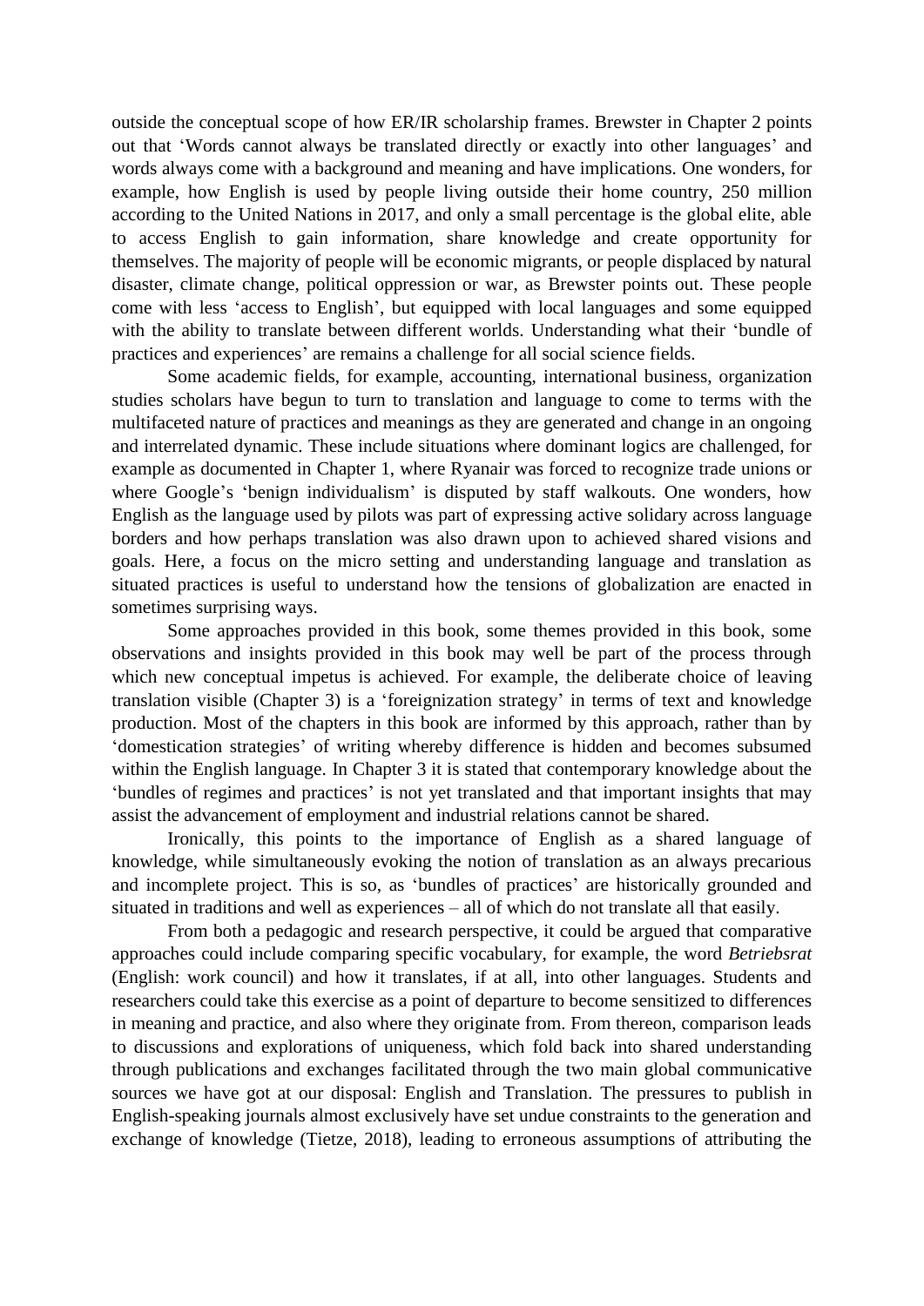outside the conceptual scope of how ER/IR scholarship frames. Brewster in Chapter 2 points out that 'Words cannot always be translated directly or exactly into other languages' and words always come with a background and meaning and have implications. One wonders, for example, how English is used by people living outside their home country, 250 million according to the United Nations in 2017, and only a small percentage is the global elite, able to access English to gain information, share knowledge and create opportunity for themselves. The majority of people will be economic migrants, or people displaced by natural disaster, climate change, political oppression or war, as Brewster points out. These people come with less 'access to English', but equipped with local languages and some equipped with the ability to translate between different worlds. Understanding what their 'bundle of practices and experiences' are remains a challenge for all social science fields.

Some academic fields, for example, accounting, international business, organization studies scholars have begun to turn to translation and language to come to terms with the multifaceted nature of practices and meanings as they are generated and change in an ongoing and interrelated dynamic. These include situations where dominant logics are challenged, for example as documented in Chapter 1, where Ryanair was forced to recognize trade unions or where Google's 'benign individualism' is disputed by staff walkouts. One wonders, how English as the language used by pilots was part of expressing active solidary across language borders and how perhaps translation was also drawn upon to achieved shared visions and goals. Here, a focus on the micro setting and understanding language and translation as situated practices is useful to understand how the tensions of globalization are enacted in sometimes surprising ways.

Some approaches provided in this book, some themes provided in this book, some observations and insights provided in this book may well be part of the process through which new conceptual impetus is achieved. For example, the deliberate choice of leaving translation visible (Chapter 3) is a 'foreignization strategy' in terms of text and knowledge production. Most of the chapters in this book are informed by this approach, rather than by 'domestication strategies' of writing whereby difference is hidden and becomes subsumed within the English language. In Chapter 3 it is stated that contemporary knowledge about the 'bundles of regimes and practices' is not yet translated and that important insights that may assist the advancement of employment and industrial relations cannot be shared.

Ironically, this points to the importance of English as a shared language of knowledge, while simultaneously evoking the notion of translation as an always precarious and incomplete project. This is so, as 'bundles of practices' are historically grounded and situated in traditions and well as experiences – all of which do not translate all that easily.

From both a pedagogic and research perspective, it could be argued that comparative approaches could include comparing specific vocabulary, for example, the word *Betriebsrat* (English: work council) and how it translates, if at all, into other languages. Students and researchers could take this exercise as a point of departure to become sensitized to differences in meaning and practice, and also where they originate from. From thereon, comparison leads to discussions and explorations of uniqueness, which fold back into shared understanding through publications and exchanges facilitated through the two main global communicative sources we have got at our disposal: English and Translation. The pressures to publish in English-speaking journals almost exclusively have set undue constraints to the generation and exchange of knowledge (Tietze, 2018), leading to erroneous assumptions of attributing the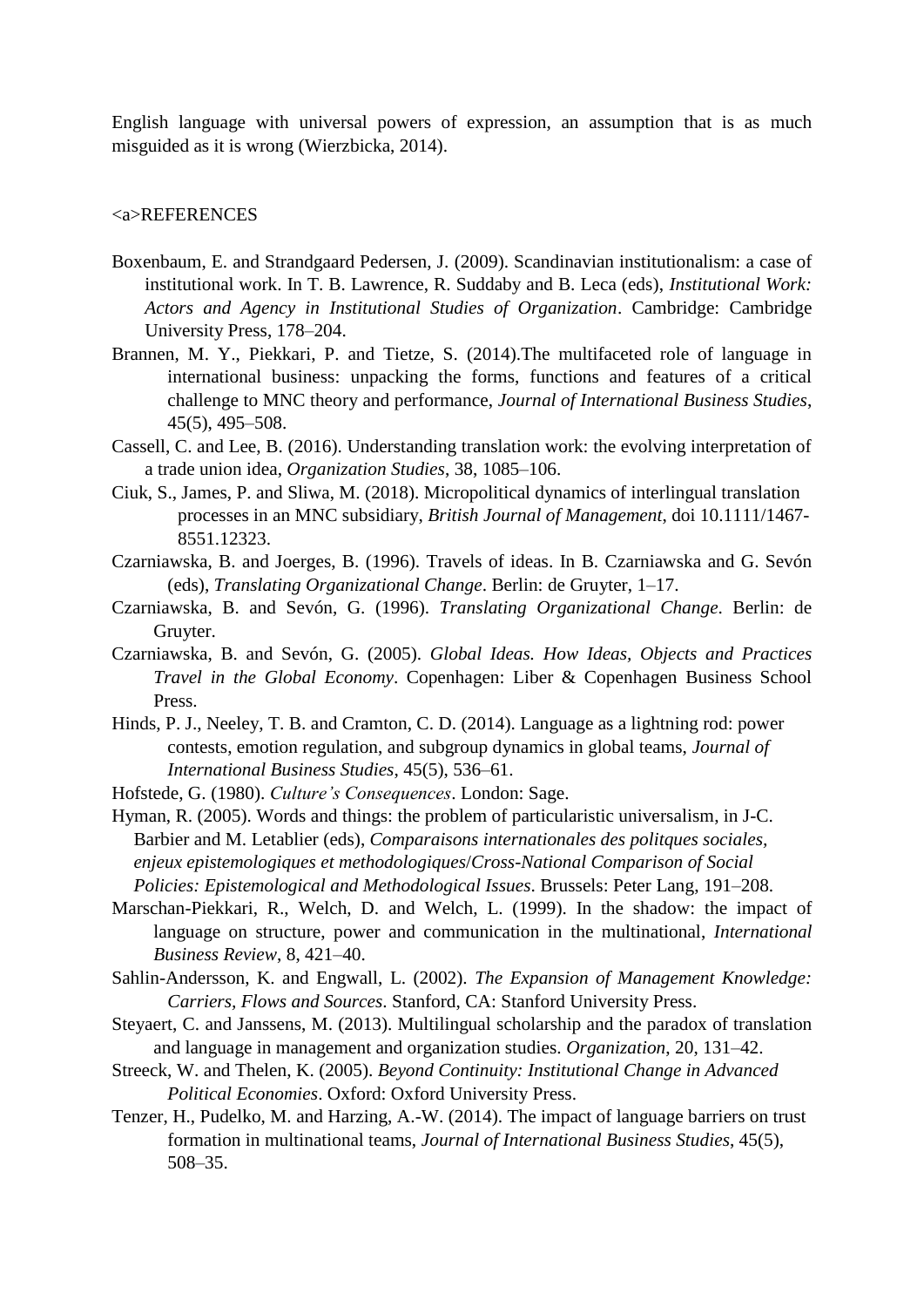English language with universal powers of expression, an assumption that is as much misguided as it is wrong (Wierzbicka, 2014).

## <a>REFERENCES

Boxenbaum, E. and Strandgaard Pedersen, J. (2009). Scandinavian institutionalism: a case of institutional work. In T. B. Lawrence, R. Suddaby and B. Leca (eds), *Institutional Work: Actors and Agency in Institutional Studies of Organization*. Cambridge: Cambridge University Press, 178–204.

Brannen, M. Y., Piekkari, P. and Tietze, S. (2014).The multifaceted role of language in international business: unpacking the forms, functions and features of a critical challenge to MNC theory and performance, *Journal of International Business Studies*, 45(5), 495–508.

Cassell, C. and Lee, B. (2016). Understanding translation work: the evolving interpretation of a trade union idea, *Organization Studies*, 38, 1085–106.

Ciuk, S., James, P. and Sliwa, M. (2018). Micropolitical dynamics of interlingual translation processes in an MNC subsidiary, *British Journal of Management*, doi 10.1111/1467-8551.12323.

Czarniawska, B. and Joerges, B. (1996). Travels of ideas. In B. Czarniawska and G. Sevón (eds), *Translating Organizational Change*. Berlin: de Gruyter, 1–17.

Czarniawska, B. and Sevón, G. (1996). *Translating Organizational Change*. Berlin: de Gruyter.

Czarniawska, B. and Sevón, G. (2005). *Global Ideas. How Ideas, Objects and Practices Travel in the Global Economy*. Copenhagen: Liber & Copenhagen Business School Press.

Hinds, P. J., Neeley, T. B. and Cramton, C. D. (2014). Language as a lightning rod: power contests, emotion regulation, and subgroup dynamics in global teams, *Journal of International Business Studies*, 45(5), 536–61.

Hofstede, G. (1980). *Culture's Consequences*. London: Sage.

Hyman, R. (2005). Words and things: the problem of particularistic universalism, in J-C. Barbier and M. Letablier (eds), *Comparaisons internationales des politques sociales, enjeux epistemologiques et methodologiques*/*Cross-National Comparison of Social Policies: Epistemological and Methodological Issues*. Brussels: Peter Lang, 191–208.

Marschan-Piekkari, R., Welch, D. and Welch, L. (1999). In the shadow: the impact of language on structure, power and communication in the multinational, *International Business Review*, 8, 421–40.

Sahlin-Andersson, K. and Engwall, L. (2002). *The Expansion of Management Knowledge: Carriers, Flows and Sources*. Stanford, CA: Stanford University Press.

Steyaert, C. and Janssens, M. (2013). Multilingual scholarship and the paradox of translation and language in management and organization studies. *Organization*, 20, 131–42.

Streeck, W. and Thelen, K. (2005). *Beyond Continuity: Institutional Change in Advanced Political Economies*. Oxford: Oxford University Press.

Tenzer, H., Pudelko, M. and Harzing, A.-W. (2014). The impact of language barriers on trust formation in multinational teams, *Journal of International Business Studies*, 45(5), 508–35.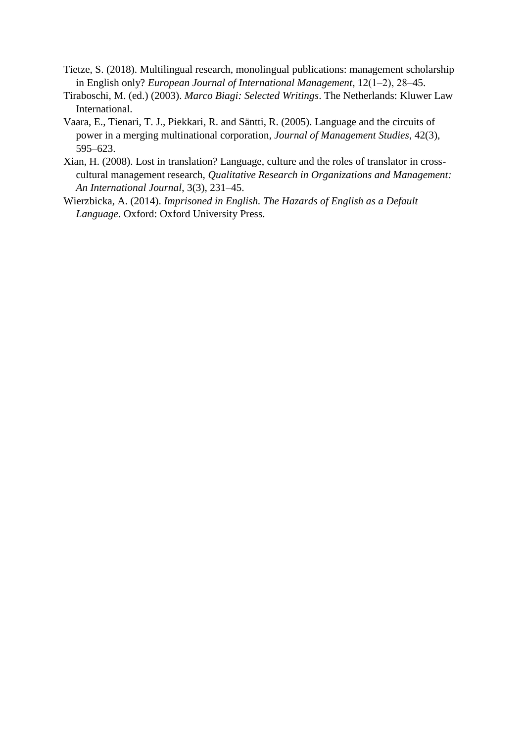Tietze, S. (2018). Multilingual research, monolingual publications: management scholarship in English only? *European Journal of International Management*, 12(1–2), 28–45.

Tiraboschi, M. (ed.) (2003). *Marco Biagi: Selected Writings*. The Netherlands: Kluwer Law International.

Vaara, E., Tienari, T. J., Piekkari, R. and Säntti, R. (2005). Language and the circuits of power in a merging multinational corporation, *Journal of Management Studies*, 42(3), 595–623.

Xian, H. (2008). Lost in translation? Language, culture and the roles of translator in cross-cultural management research, *Qualitative Research in Organizations and Management: An International Journal*, 3(3), 231–45.

Wierzbicka, A. (2014). *Imprisoned in English. The Hazards of English as a Default Language*. Oxford: Oxford University Press.